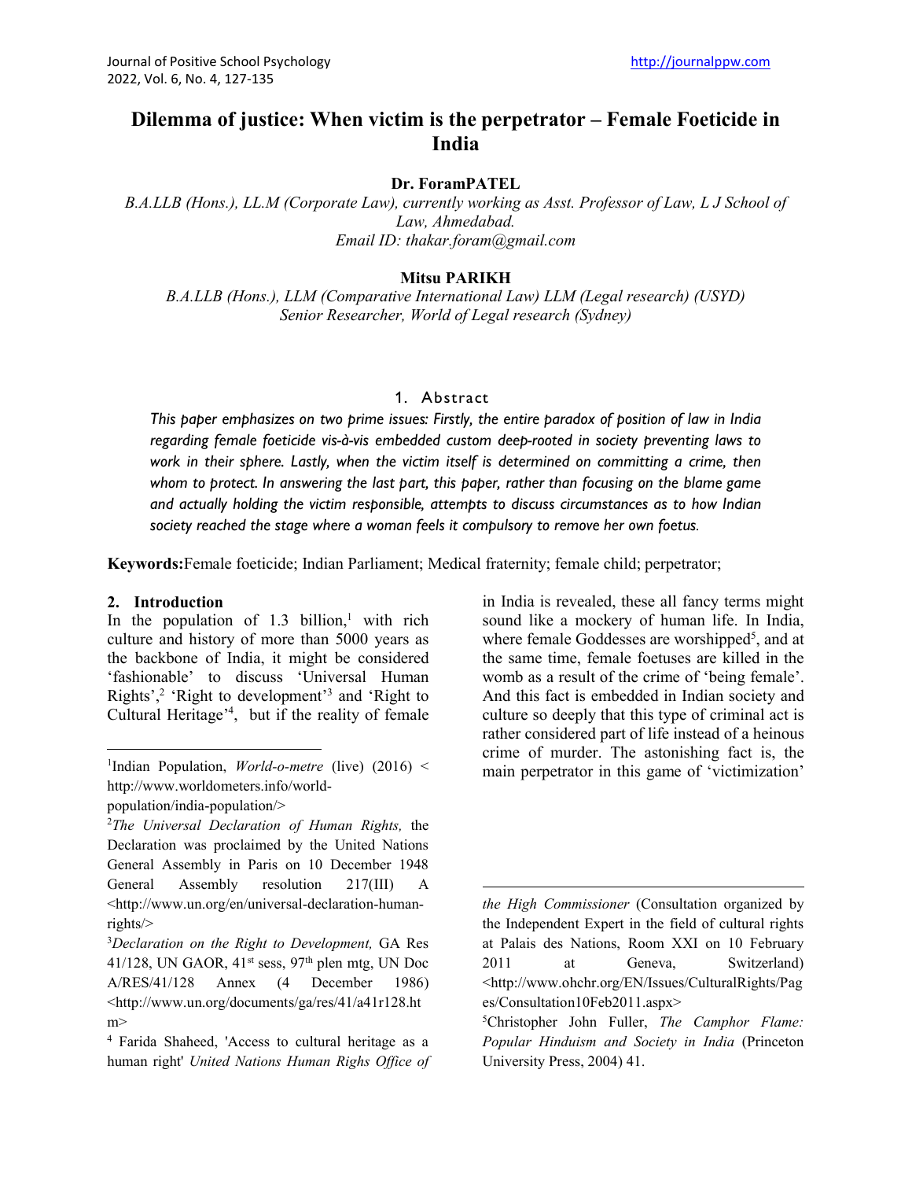# Dilemma of justice: When victim is the perpetrator – Female Foeticide in India

**Dr. ForamPATEL**

*B.A.LLB (Hons.), LL.M (Corporate Law), currently working as Asst. Professor of Law, L J School of Law, Ahmedabad.*
*Email ID: thakar.foram@gmail.com*

**Mitsu PARIKH**

*B.A.LLB (Hons.), LLM (Comparative International Law) LLM (Legal research) (USYD)*
*Senior Researcher, World of Legal research (Sydney)*

## 1. Abstract

*This paper emphasizes on two prime issues: Firstly, the entire paradox of position of law in India regarding female foeticide vis-à-vis embedded custom deep-rooted in society preventing laws to work in their sphere. Lastly, when the victim itself is determined on committing a crime, then whom to protect. In answering the last part, this paper, rather than focusing on the blame game and actually holding the victim responsible, attempts to discuss circumstances as to how Indian society reached the stage where a woman feels it compulsory to remove her own foetus.*

**Keywords:** Female foeticide; Indian Parliament; Medical fraternity; female child; perpetrator;

## 2. Introduction

In the population of 1.3 billion,[1] with rich culture and history of more than 5000 years as the backbone of India, it might be considered 'fashionable' to discuss 'Universal Human Rights',[2] 'Right to development'[3] and 'Right to Cultural Heritage'[4], but if the reality of female in India is revealed, these all fancy terms might sound like a mockery of human life. In India, where female Goddesses are worshipped[5], and at the same time, female foetuses are killed in the womb as a result of the crime of 'being female'. And this fact is embedded in Indian society and culture so deeply that this type of criminal act is rather considered part of life instead of a heinous crime of murder. The astonishing fact is, the main perpetrator in this game of 'victimization'

---

[1] Indian Population, *World-o-metre* (live) (2016) < http://www.worldometers.info/world-population/india-population/>

[2] *The Universal Declaration of Human Rights,* the Declaration was proclaimed by the United Nations General Assembly in Paris on 10 December 1948 General Assembly resolution 217(III) A <http://www.un.org/en/universal-declaration-human-rights/>

[3] *Declaration on the Right to Development,* GA Res 41/128, UN GAOR, 41st sess, 97th plen mtg, UN Doc A/RES/41/128 Annex (4 December 1986) <http://www.un.org/documents/ga/res/41/a41r128.htm>

[4] Farida Shaheed, 'Access to cultural heritage as a human right' *United Nations Human Righs Office of the High Commissioner* (Consultation organized by the Independent Expert in the field of cultural rights at Palais des Nations, Room XXI on 10 February 2011 at Geneva, Switzerland) <http://www.ohchr.org/EN/Issues/CulturalRights/Pages/Consultation10Feb2011.aspx>

[5] Christopher John Fuller, *The Camphor Flame: Popular Hinduism and Society in India* (Princeton University Press, 2004) 41.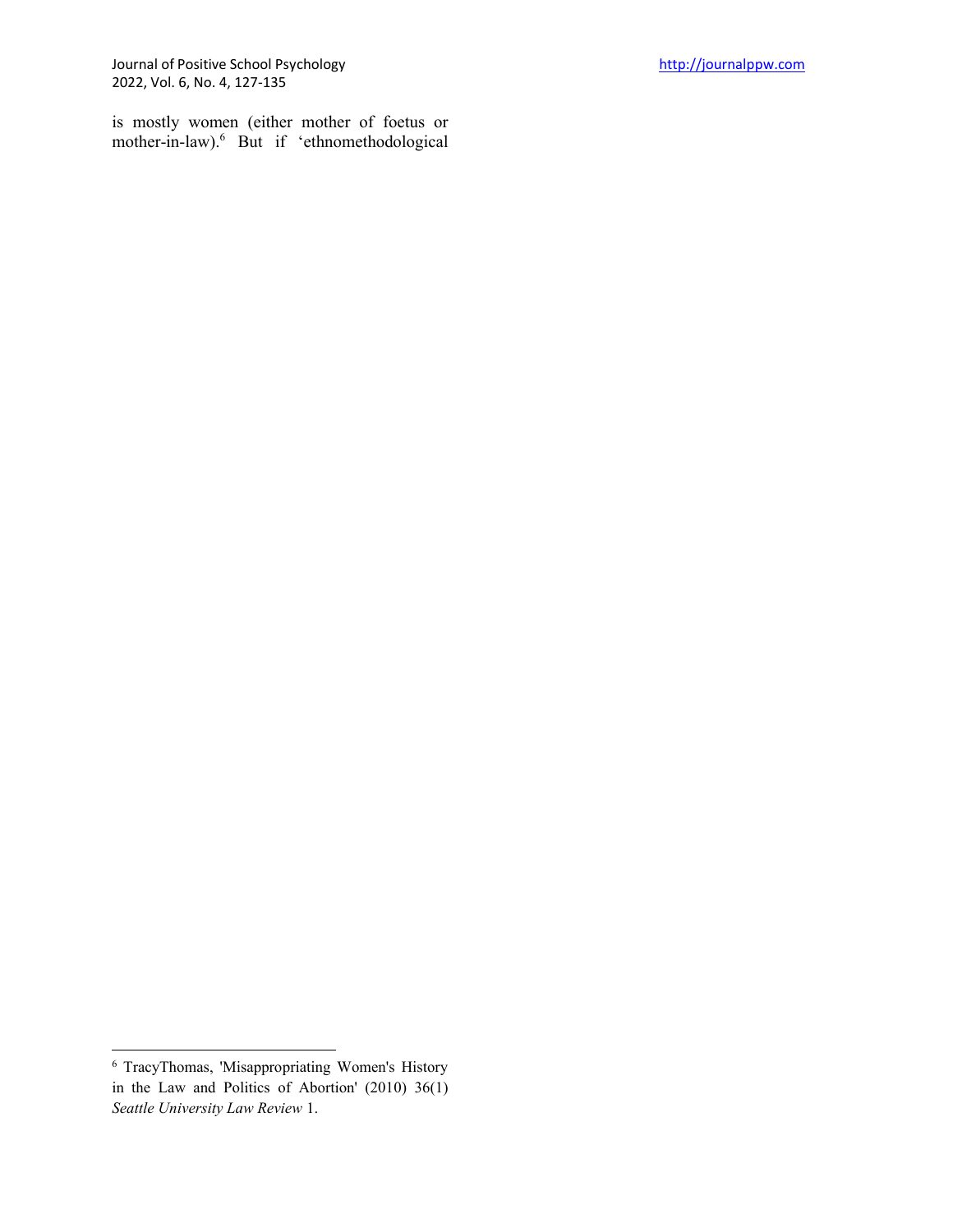is mostly women (either mother of foetus or mother-in-law).[6] But if 'ethnomethodological

---

[6] TracyThomas, 'Misappropriating Women's History in the Law and Politics of Abortion' (2010) 36(1) *Seattle University Law Review* 1.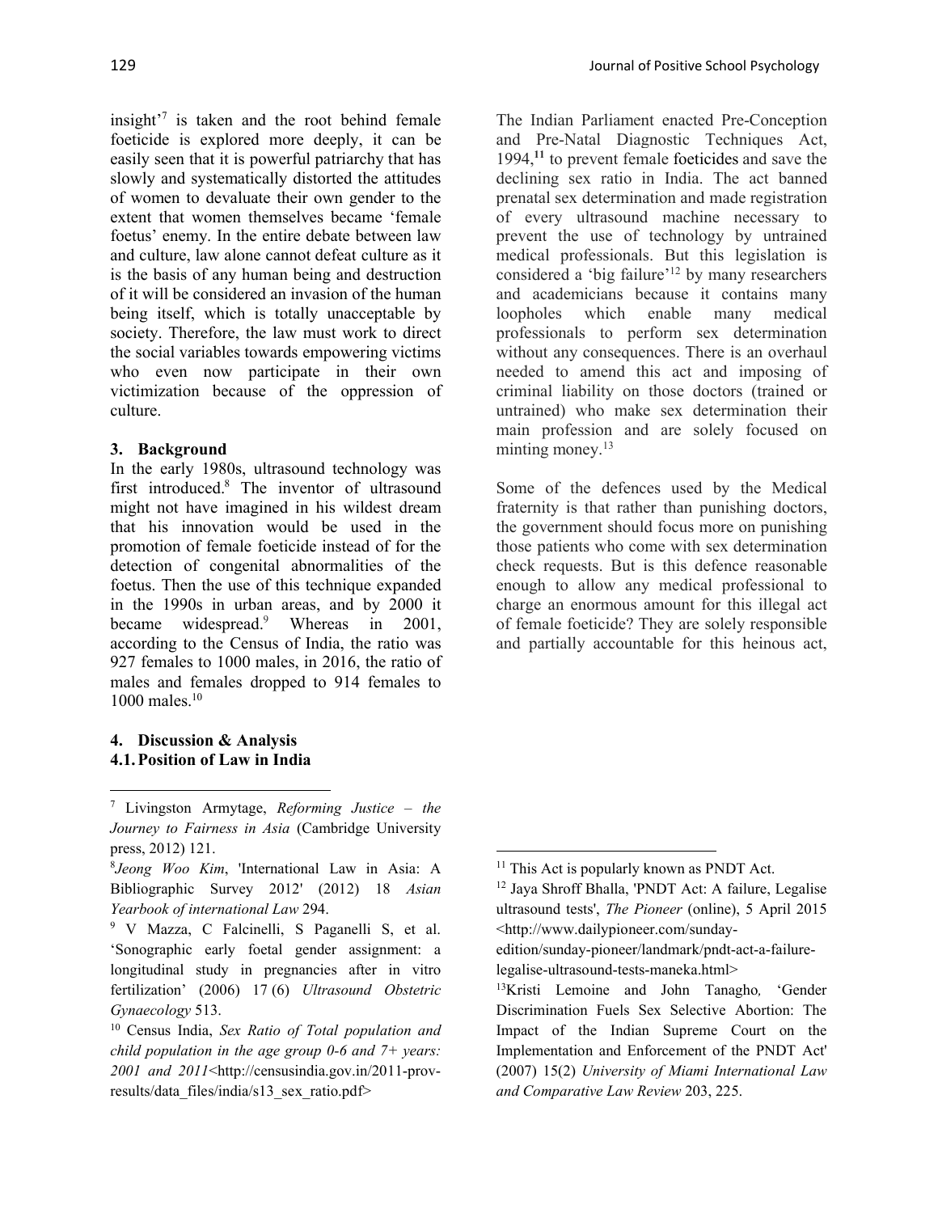insight'[7] is taken and the root behind female foeticide is explored more deeply, it can be easily seen that it is powerful patriarchy that has slowly and systematically distorted the attitudes of women to devaluate their own gender to the extent that women themselves became 'female foetus' enemy. In the entire debate between law and culture, law alone cannot defeat culture as it is the basis of any human being and destruction of it will be considered an invasion of the human being itself, which is totally unacceptable by society. Therefore, the law must work to direct the social variables towards empowering victims who even now participate in their own victimization because of the oppression of culture.

## 3. Background

In the early 1980s, ultrasound technology was first introduced.[8] The inventor of ultrasound might not have imagined in his wildest dream that his innovation would be used in the promotion of female foeticide instead of for the detection of congenital abnormalities of the foetus. Then the use of this technique expanded in the 1990s in urban areas, and by 2000 it became widespread.[9] Whereas in 2001, according to the Census of India, the ratio was 927 females to 1000 males, in 2016, the ratio of males and females dropped to 914 females to 1000 males.[10]

## 4. Discussion & Analysis

### 4.1. Position of Law in India

The Indian Parliament enacted Pre-Conception and Pre-Natal Diagnostic Techniques Act, 1994,[11] to prevent female foeticides and save the declining sex ratio in India. The act banned prenatal sex determination and made registration of every ultrasound machine necessary to prevent the use of technology by untrained medical professionals. But this legislation is considered a 'big failure'[12] by many researchers and academicians because it contains many loopholes which enable many medical professionals to perform sex determination without any consequences. There is an overhaul needed to amend this act and imposing of criminal liability on those doctors (trained or untrained) who make sex determination their main profession and are solely focused on minting money.[13]

Some of the defences used by the Medical fraternity is that rather than punishing doctors, the government should focus more on punishing those patients who come with sex determination check requests. But is this defence reasonable enough to allow any medical professional to charge an enormous amount for this illegal act of female foeticide? They are solely responsible and partially accountable for this heinous act,

---

[7] Livingston Armytage, *Reforming Justice – the Journey to Fairness in Asia* (Cambridge University press, 2012) 121.

[8] *Jeong Woo Kim*, 'International Law in Asia: A Bibliographic Survey 2012' (2012) 18 *Asian Yearbook of international Law* 294.

[9] V Mazza, C Falcinelli, S Paganelli S, et al. 'Sonographic early foetal gender assignment: a longitudinal study in pregnancies after in vitro fertilization' (2006) 17 (6) *Ultrasound Obstetric Gynaecology* 513.

[10] Census India, *Sex Ratio of Total population and child population in the age group 0-6 and 7+ years: 2001 and 2011*<http://censusindia.gov.in/2011-prov-results/data_files/india/s13_sex_ratio.pdf>

[11] This Act is popularly known as PNDT Act.

[12] Jaya Shroff Bhalla, 'PNDT Act: A failure, Legalise ultrasound tests', *The Pioneer* (online), 5 April 2015 <http://www.dailypioneer.com/sunday-edition/sunday-pioneer/landmark/pndt-act-a-failure-legalise-ultrasound-tests-maneka.html>

[13] Kristi Lemoine and John Tanagho, 'Gender Discrimination Fuels Sex Selective Abortion: The Impact of the Indian Supreme Court on the Implementation and Enforcement of the PNDT Act' (2007) 15(2) *University of Miami International Law and Comparative Law Review* 203, 225.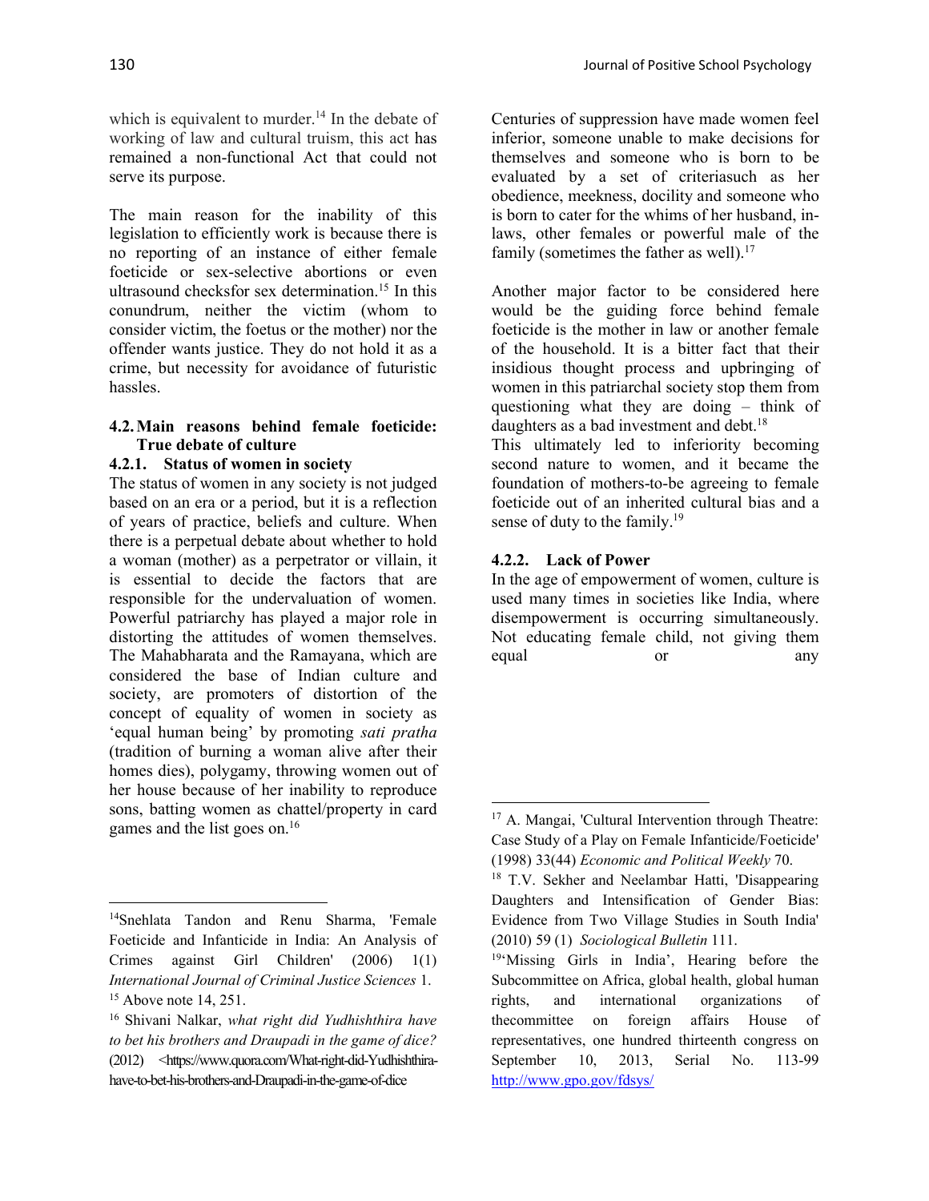which is equivalent to murder.[14] In the debate of working of law and cultural truism, this act has remained a non-functional Act that could not serve its purpose.

The main reason for the inability of this legislation to efficiently work is because there is no reporting of an instance of either female foeticide or sex-selective abortions or even ultrasound checksfor sex determination.[15] In this conundrum, neither the victim (whom to consider victim, the foetus or the mother) nor the offender wants justice. They do not hold it as a crime, but necessity for avoidance of futuristic hassles.

### 4.2. Main reasons behind female foeticide: True debate of culture

#### 4.2.1. Status of women in society

The status of women in any society is not judged based on an era or a period, but it is a reflection of years of practice, beliefs and culture. When there is a perpetual debate about whether to hold a woman (mother) as a perpetrator or villain, it is essential to decide the factors that are responsible for the undervaluation of women. Powerful patriarchy has played a major role in distorting the attitudes of women themselves. The Mahabharata and the Ramayana, which are considered the base of Indian culture and society, are promoters of distortion of the concept of equality of women in society as 'equal human being' by promoting *sati pratha* (tradition of burning a woman alive after their homes dies), polygamy, throwing women out of her house because of her inability to reproduce sons, batting women as chattel/property in card games and the list goes on.[16]

Centuries of suppression have made women feel inferior, someone unable to make decisions for themselves and someone who is born to be evaluated by a set of criteriasuch as her obedience, meekness, docility and someone who is born to cater for the whims of her husband, in-laws, other females or powerful male of the family (sometimes the father as well).[17]

Another major factor to be considered here would be the guiding force behind female foeticide is the mother in law or another female of the household. It is a bitter fact that their insidious thought process and upbringing of women in this patriarchal society stop them from questioning what they are doing – think of daughters as a bad investment and debt.[18]
This ultimately led to inferiority becoming second nature to women, and it became the foundation of mothers-to-be agreeing to female foeticide out of an inherited cultural bias and a sense of duty to the family.[19]

#### 4.2.2. Lack of Power

In the age of empowerment of women, culture is used many times in societies like India, where disempowerment is occurring simultaneously. Not educating female child, not giving them equal or any

---

[14] Snehlata Tandon and Renu Sharma, 'Female Foeticide and Infanticide in India: An Analysis of Crimes against Girl Children' (2006) 1(1) *International Journal of Criminal Justice Sciences* 1.

[15] Above note 14, 251.

[16] Shivani Nalkar, *what right did Yudhishthira have to bet his brothers and Draupadi in the game of dice?* (2012) <https://www.quora.com/What-right-did-Yudhishthira-have-to-bet-his-brothers-and-Draupadi-in-the-game-of-dice

[17] A. Mangai, 'Cultural Intervention through Theatre: Case Study of a Play on Female Infanticide/Foeticide' (1998) 33(44) *Economic and Political Weekly* 70.

[18] T.V. Sekher and Neelambar Hatti, 'Disappearing Daughters and Intensification of Gender Bias: Evidence from Two Village Studies in South India' (2010) 59 (1) *Sociological Bulletin* 111.

[19] 'Missing Girls in India', Hearing before the Subcommittee on Africa, global health, global human rights, and international organizations of thecommittee on foreign affairs House of representatives, one hundred thirteenth congress on September 10, 2013, Serial No. 113-99 http://www.gpo.gov/fdsys/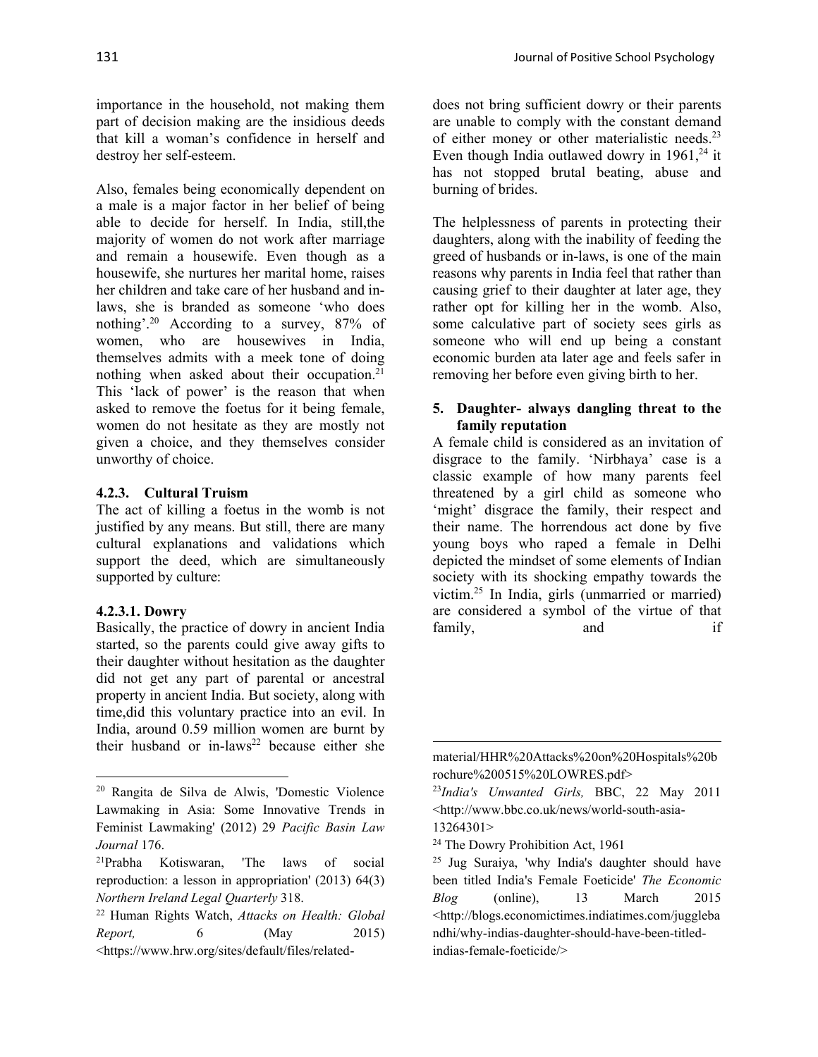importance in the household, not making them part of decision making are the insidious deeds that kill a woman's confidence in herself and destroy her self-esteem.

Also, females being economically dependent on a male is a major factor in her belief of being able to decide for herself. In India, still,the majority of women do not work after marriage and remain a housewife. Even though as a housewife, she nurtures her marital home, raises her children and take care of her husband and in-laws, she is branded as someone 'who does nothing'.[20] According to a survey, 87% of women, who are housewives in India, themselves admits with a meek tone of doing nothing when asked about their occupation.[21] This 'lack of power' is the reason that when asked to remove the foetus for it being female, women do not hesitate as they are mostly not given a choice, and they themselves consider unworthy of choice.

#### 4.2.3. Cultural Truism

The act of killing a foetus in the womb is not justified by any means. But still, there are many cultural explanations and validations which support the deed, which are simultaneously supported by culture:

##### 4.2.3.1. Dowry

Basically, the practice of dowry in ancient India started, so the parents could give away gifts to their daughter without hesitation as the daughter did not get any part of parental or ancestral property in ancient India. But society, along with time,did this voluntary practice into an evil. In India, around 0.59 million women are burnt by their husband or in-laws[22] because either she does not bring sufficient dowry or their parents are unable to comply with the constant demand of either money or other materialistic needs.[23] Even though India outlawed dowry in 1961,[24] it has not stopped brutal beating, abuse and burning of brides.

The helplessness of parents in protecting their daughters, along with the inability of feeding the greed of husbands or in-laws, is one of the main reasons why parents in India feel that rather than causing grief to their daughter at later age, they rather opt for killing her in the womb. Also, some calculative part of society sees girls as someone who will end up being a constant economic burden ata later age and feels safer in removing her before even giving birth to her.

**5. Daughter- always dangling threat to the family reputation**

A female child is considered as an invitation of disgrace to the family. 'Nirbhaya' case is a classic example of how many parents feel threatened by a girl child as someone who 'might' disgrace the family, their respect and their name. The horrendous act done by five young boys who raped a female in Delhi depicted the mindset of some elements of Indian society with its shocking empathy towards the victim.[25] In India, girls (unmarried or married) are considered a symbol of the virtue of that family, and if

---

[20] Rangita de Silva de Alwis, 'Domestic Violence Lawmaking in Asia: Some Innovative Trends in Feminist Lawmaking' (2012) 29 *Pacific Basin Law Journal* 176.

[21] Prabha Kotiswaran, 'The laws of social reproduction: a lesson in appropriation' (2013) 64(3) *Northern Ireland Legal Quarterly* 318.

[22] Human Rights Watch, *Attacks on Health: Global Report,* 6 (May 2015) <https://www.hrw.org/sites/default/files/related-material/HHR%20Attacks%20on%20Hospitals%20brochure%200515%20LOWRES.pdf>

[23] *India's Unwanted Girls,* BBC, 22 May 2011 <http://www.bbc.co.uk/news/world-south-asia-13264301>

[24] The Dowry Prohibition Act, 1961

[25] Jug Suraiya, 'why India's daughter should have been titled India's Female Foeticide' *The Economic Blog* (online), 13 March 2015 <http://blogs.economictimes.indiatimes.com/jugglebandhi/why-indias-daughter-should-have-been-titled-indias-female-foeticide/>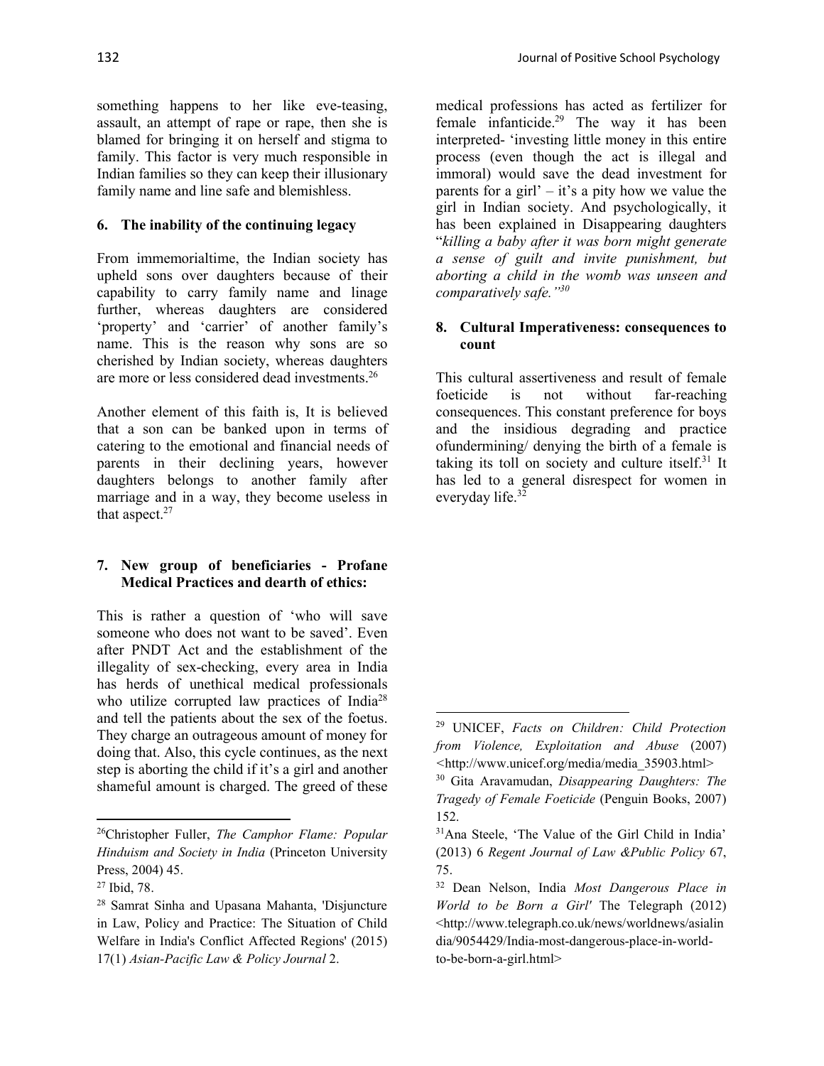something happens to her like eve-teasing, assault, an attempt of rape or rape, then she is blamed for bringing it on herself and stigma to family. This factor is very much responsible in Indian families so they can keep their illusionary family name and line safe and blemishless.

### 6. The inability of the continuing legacy

From immemorialtime, the Indian society has upheld sons over daughters because of their capability to carry family name and linage further, whereas daughters are considered 'property' and 'carrier' of another family's name. This is the reason why sons are so cherished by Indian society, whereas daughters are more or less considered dead investments.[26]

Another element of this faith is, It is believed that a son can be banked upon in terms of catering to the emotional and financial needs of parents in their declining years, however daughters belongs to another family after marriage and in a way, they become useless in that aspect.[27]

### 7. New group of beneficiaries - Profane Medical Practices and dearth of ethics:

This is rather a question of 'who will save someone who does not want to be saved'. Even after PNDT Act and the establishment of the illegality of sex-checking, every area in India has herds of unethical medical professionals who utilize corrupted law practices of India[28] and tell the patients about the sex of the foetus. They charge an outrageous amount of money for doing that. Also, this cycle continues, as the next step is aborting the child if it's a girl and another shameful amount is charged. The greed of these medical professions has acted as fertilizer for female infanticide.[29] The way it has been interpreted- 'investing little money in this entire process (even though the act is illegal and immoral) would save the dead investment for parents for a girl' – it's a pity how we value the girl in Indian society. And psychologically, it has been explained in Disappearing daughters "*killing a baby after it was born might generate a sense of guilt and invite punishment, but aborting a child in the womb was unseen and comparatively safe.*"[30]

### 8. Cultural Imperativeness: consequences to count

This cultural assertiveness and result of female foeticide is not without far-reaching consequences. This constant preference for boys and the insidious degrading and practice ofundermining/ denying the birth of a female is taking its toll on society and culture itself.[31] It has led to a general disrespect for women in everyday life.[32]

---

[26]Christopher Fuller, *The Camphor Flame: Popular Hinduism and Society in India* (Princeton University Press, 2004) 45.

[27] Ibid, 78.

[28] Samrat Sinha and Upasana Mahanta, 'Disjuncture in Law, Policy and Practice: The Situation of Child Welfare in India's Conflict Affected Regions' (2015) 17(1) *Asian-Pacific Law & Policy Journal* 2.

[29] UNICEF, *Facts on Children: Child Protection from Violence, Exploitation and Abuse* (2007) <http://www.unicef.org/media/media_35903.html>

[30] Gita Aravamudan, *Disappearing Daughters: The Tragedy of Female Foeticide* (Penguin Books, 2007) 152.

[31]Ana Steele, 'The Value of the Girl Child in India' (2013) 6 *Regent Journal of Law &Public Policy* 67, 75.

[32] Dean Nelson, India *Most Dangerous Place in World to be Born a Girl'* The Telegraph (2012) <http://www.telegraph.co.uk/news/worldnews/asialindia/9054429/India-most-dangerous-place-in-world-to-be-born-a-girl.html>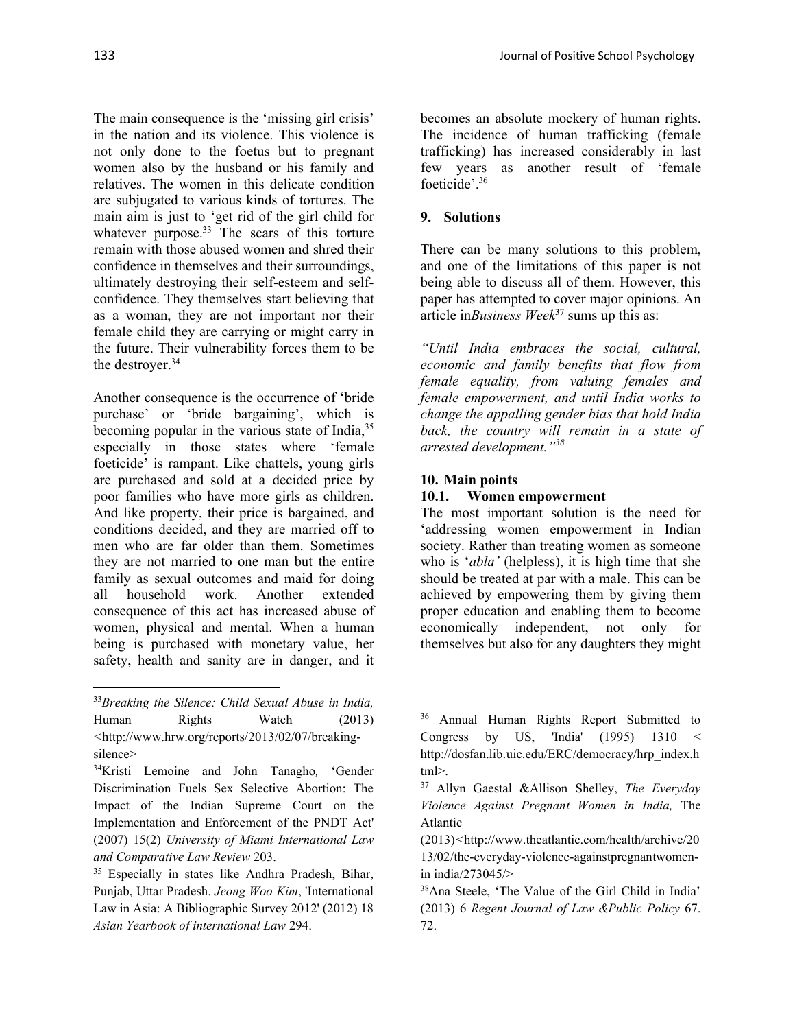The main consequence is the 'missing girl crisis' in the nation and its violence. This violence is not only done to the foetus but to pregnant women also by the husband or his family and relatives. The women in this delicate condition are subjugated to various kinds of tortures. The main aim is just to 'get rid of the girl child for whatever purpose.[33] The scars of this torture remain with those abused women and shred their confidence in themselves and their surroundings, ultimately destroying their self-esteem and self-confidence. They themselves start believing that as a woman, they are not important nor their female child they are carrying or might carry in the future. Their vulnerability forces them to be the destroyer.[34]

Another consequence is the occurrence of 'bride purchase' or 'bride bargaining', which is becoming popular in the various state of India,[35] especially in those states where 'female foeticide' is rampant. Like chattels, young girls are purchased and sold at a decided price by poor families who have more girls as children. And like property, their price is bargained, and conditions decided, and they are married off to men who are far older than them. Sometimes they are not married to one man but the entire family as sexual outcomes and maid for doing all household work. Another extended consequence of this act has increased abuse of women, physical and mental. When a human being is purchased with monetary value, her safety, health and sanity are in danger, and it becomes an absolute mockery of human rights. The incidence of human trafficking (female trafficking) has increased considerably in last few years as another result of 'female foeticide'.[36]

## 9. Solutions

There can be many solutions to this problem, and one of the limitations of this paper is not being able to discuss all of them. However, this paper has attempted to cover major opinions. An article in*Business Week*[37] sums up this as:

*"Until India embraces the social, cultural, economic and family benefits that flow from female equality, from valuing females and female empowerment, and until India works to change the appalling gender bias that hold India back, the country will remain in a state of arrested development."[38]*

## 10. Main points

### 10.1. Women empowerment

The most important solution is the need for 'addressing women empowerment in Indian society. Rather than treating women as someone who is '*abla'* (helpless), it is high time that she should be treated at par with a male. This can be achieved by empowering them by giving them proper education and enabling them to become economically independent, not only for themselves but also for any daughters they might

---

[33] *Breaking the Silence: Child Sexual Abuse in India,* Human Rights Watch (2013) <http://www.hrw.org/reports/2013/02/07/breaking-silence>

[34] Kristi Lemoine and John Tanagho*,* 'Gender Discrimination Fuels Sex Selective Abortion: The Impact of the Indian Supreme Court on the Implementation and Enforcement of the PNDT Act' (2007) 15(2) *University of Miami International Law and Comparative Law Review* 203.

[35] Especially in states like Andhra Pradesh, Bihar, Punjab, Uttar Pradesh. *Jeong Woo Kim*, 'International Law in Asia: A Bibliographic Survey 2012' (2012) 18 *Asian Yearbook of international Law* 294.

[36] Annual Human Rights Report Submitted to Congress by US, 'India' (1995) 1310 < http://dosfan.lib.uic.edu/ERC/democracy/hrp_index.html>.

[37] Allyn Gaestal &Allison Shelley, *The Everyday Violence Against Pregnant Women in India,* The Atlantic (2013)<http://www.theatlantic.com/health/archive/2013/02/the-everyday-violence-againstpregnantwomen-in india/273045/>

[38] Ana Steele, 'The Value of the Girl Child in India' (2013) 6 *Regent Journal of Law &Public Policy* 67. 72.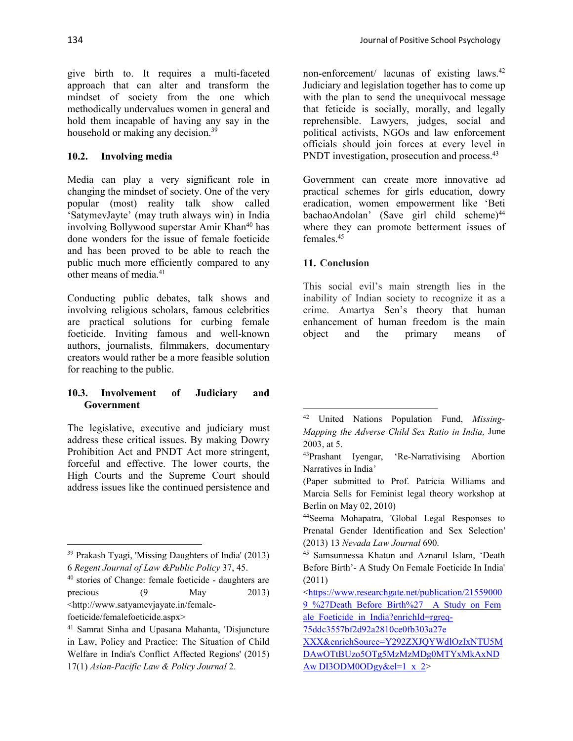give birth to. It requires a multi-faceted approach that can alter and transform the mindset of society from the one which methodically undervalues women in general and hold them incapable of having any say in the household or making any decision.[39]

### 10.2. Involving media

Media can play a very significant role in changing the mindset of society. One of the very popular (most) reality talk show called 'SatymevJayte' (may truth always win) in India involving Bollywood superstar Amir Khan[40] has done wonders for the issue of female foeticide and has been proved to be able to reach the public much more efficiently compared to any other means of media.[41]

Conducting public debates, talk shows and involving religious scholars, famous celebrities are practical solutions for curbing female foeticide. Inviting famous and well-known authors, journalists, filmmakers, documentary creators would rather be a more feasible solution for reaching to the public.

### 10.3. Involvement of Judiciary and Government

The legislative, executive and judiciary must address these critical issues. By making Dowry Prohibition Act and PNDT Act more stringent, forceful and effective. The lower courts, the High Courts and the Supreme Court should address issues like the continued persistence and non-enforcement/ lacunas of existing laws.[42] Judiciary and legislation together has to come up with the plan to send the unequivocal message that feticide is socially, morally, and legally reprehensible. Lawyers, judges, social and political activists, NGOs and law enforcement officials should join forces at every level in PNDT investigation, prosecution and process.[43]

Government can create more innovative ad practical schemes for girls education, dowry eradication, women empowerment like 'Beti bachaoAndolan' (Save girl child scheme)[44] where they can promote betterment issues of females.[45]

## 11. Conclusion

This social evil's main strength lies in the inability of Indian society to recognize it as a crime. Amartya Sen's theory that human enhancement of human freedom is the main object and the primary means of

---

[39] Prakash Tyagi, 'Missing Daughters of India' (2013) 6 *Regent Journal of Law &Public Policy* 37, 45.

[40] stories of Change: female foeticide - daughters are precious (9 May 2013) <http://www.satyamevjayate.in/female-foeticide/femalefoeticide.aspx>

[41] Samrat Sinha and Upasana Mahanta, 'Disjuncture in Law, Policy and Practice: The Situation of Child Welfare in India's Conflict Affected Regions' (2015) 17(1) *Asian-Pacific Law & Policy Journal* 2.

[42] United Nations Population Fund, *Missing- Mapping the Adverse Child Sex Ratio in India,* June 2003, at 5.

[43] Prashant Iyengar, 'Re-Narrativising Abortion Narratives in India' (Paper submitted to Prof. Patricia Williams and Marcia Sells for Feminist legal theory workshop at Berlin on May 02, 2010)

[44] Seema Mohapatra, 'Global Legal Responses to Prenatal Gender Identification and Sex Selection' (2013) 13 *Nevada Law Journal* 690.

[45] Samsunnessa Khatun and Aznarul Islam, 'Death Before Birth'- A Study On Female Foeticide In India' (2011) <https://www.researchgate.net/publication/215590009_%27Death_Before_Birth%27_A_Study_on_Female_Foeticide_in_India?enrichId=rgreq-75ddc3557bf2d92a2810ce0fb303a27e-XXX&enrichSource=Y292ZXJQYWdlOzIxNTU5MDAwOTtBUzo5OTg5MzMzMDg0MTYxMkAxNDAw DI3ODM0ODgy&el=1_x_2>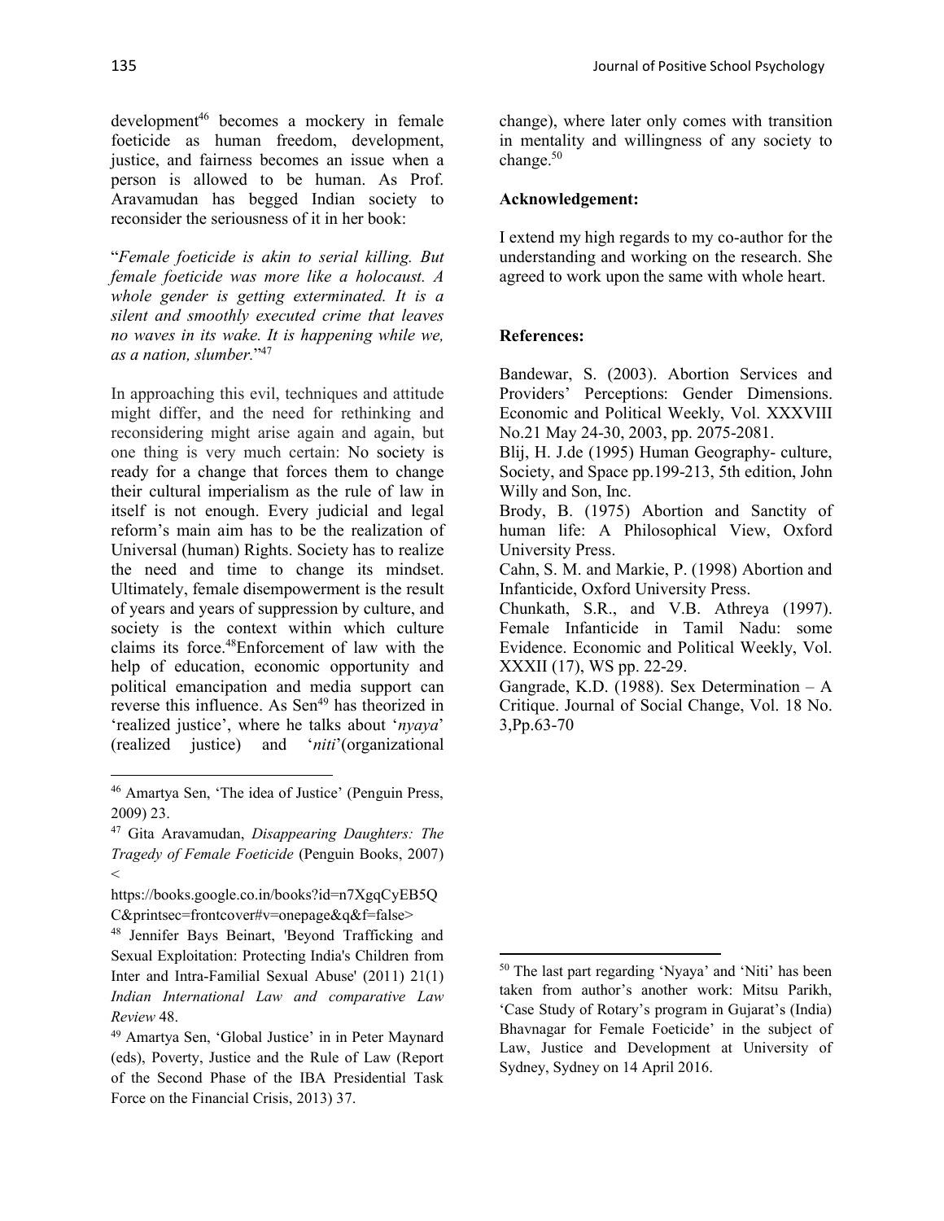development[46] becomes a mockery in female foeticide as human freedom, development, justice, and fairness becomes an issue when a person is allowed to be human. As Prof. Aravamudan has begged Indian society to reconsider the seriousness of it in her book:

"*Female foeticide is akin to serial killing. But female foeticide was more like a holocaust. A whole gender is getting exterminated. It is a silent and smoothly executed crime that leaves no waves in its wake. It is happening while we, as a nation, slumber.*"[47]

In approaching this evil, techniques and attitude might differ, and the need for rethinking and reconsidering might arise again and again, but one thing is very much certain: No society is ready for a change that forces them to change their cultural imperialism as the rule of law in itself is not enough. Every judicial and legal reform's main aim has to be the realization of Universal (human) Rights. Society has to realize the need and time to change its mindset. Ultimately, female disempowerment is the result of years and years of suppression by culture, and society is the context within which culture claims its force.[48] Enforcement of law with the help of education, economic opportunity and political emancipation and media support can reverse this influence. As Sen[49] has theorized in 'realized justice', where he talks about '*nyaya*' (realized justice) and '*niti*'(organizational change), where later only comes with transition in mentality and willingness of any society to change.[50]

**Acknowledgement:**

I extend my high regards to my co-author for the understanding and working on the research. She agreed to work upon the same with whole heart.

**References:**

Bandewar, S. (2003). Abortion Services and Providers' Perceptions: Gender Dimensions. Economic and Political Weekly, Vol. XXXVIII No.21 May 24-30, 2003, pp. 2075-2081.

Blij, H. J.de (1995) Human Geography- culture, Society, and Space pp.199-213, 5th edition, John Willy and Son, Inc.

Brody, B. (1975) Abortion and Sanctity of human life: A Philosophical View, Oxford University Press.

Cahn, S. M. and Markie, P. (1998) Abortion and Infanticide, Oxford University Press.

Chunkath, S.R., and V.B. Athreya (1997). Female Infanticide in Tamil Nadu: some Evidence. Economic and Political Weekly, Vol. XXXII (17), WS pp. 22-29.

Gangrade, K.D. (1988). Sex Determination – A Critique. Journal of Social Change, Vol. 18 No. 3,Pp.63-70

---

[46] Amartya Sen, 'The idea of Justice' (Penguin Press, 2009) 23.

[47] Gita Aravamudan, *Disappearing Daughters: The Tragedy of Female Foeticide* (Penguin Books, 2007) < https://books.google.co.in/books?id=n7XgqCyEB5QC&printsec=frontcover#v=onepage&q&f=false>

[48] Jennifer Bays Beinart, 'Beyond Trafficking and Sexual Exploitation: Protecting India's Children from Inter and Intra-Familial Sexual Abuse' (2011) 21(1) *Indian International Law and comparative Law Review* 48.

[49] Amartya Sen, 'Global Justice' in in Peter Maynard (eds), Poverty, Justice and the Rule of Law (Report of the Second Phase of the IBA Presidential Task Force on the Financial Crisis, 2013) 37.

[50] The last part regarding 'Nyaya' and 'Niti' has been taken from author's another work: Mitsu Parikh, 'Case Study of Rotary's program in Gujarat's (India) Bhavnagar for Female Foeticide' in the subject of Law, Justice and Development at University of Sydney, Sydney on 14 April 2016.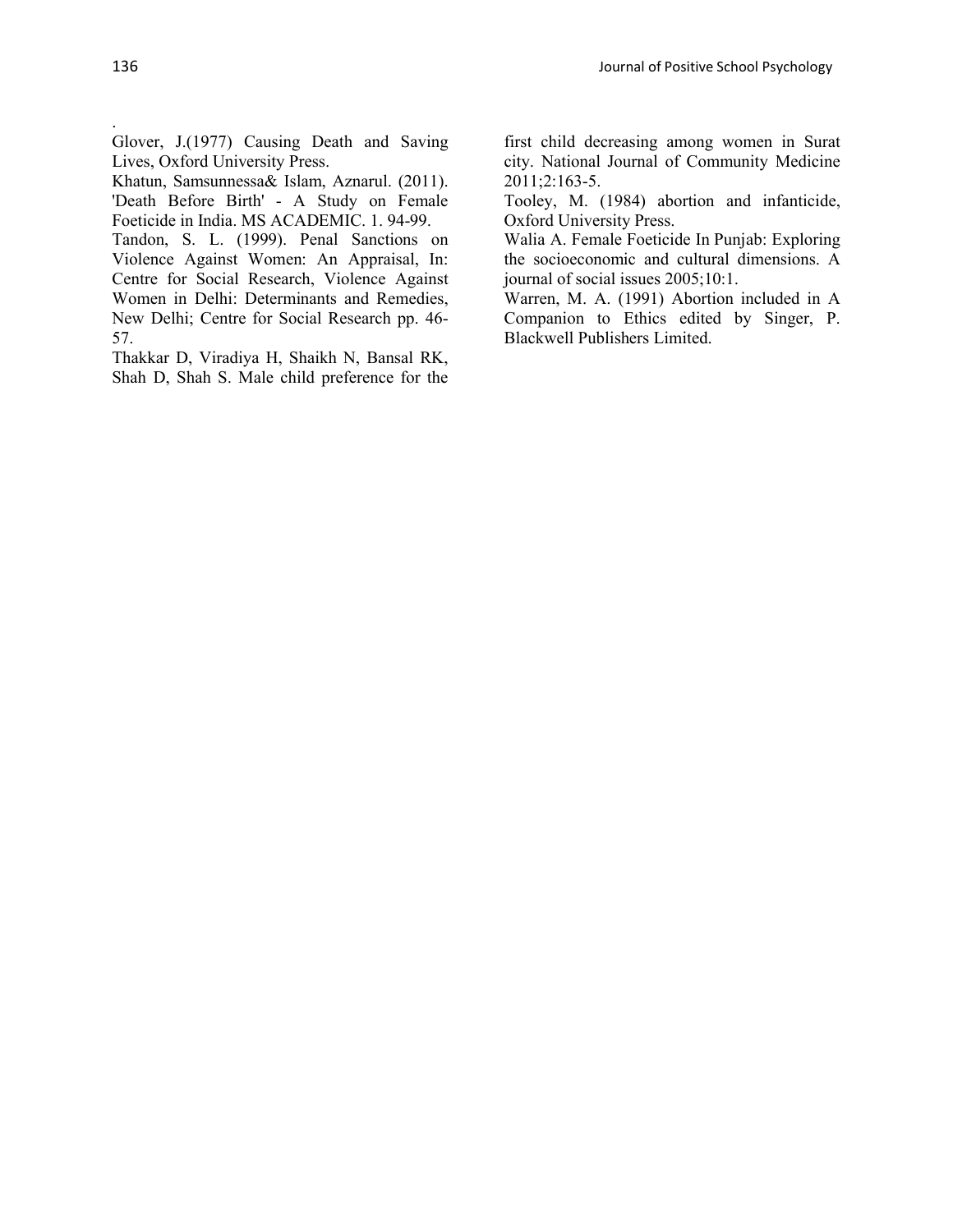.

Glover, J.(1977) Causing Death and Saving Lives, Oxford University Press.

Khatun, Samsunnessa& Islam, Aznarul. (2011). 'Death Before Birth' - A Study on Female Foeticide in India. MS ACADEMIC. 1. 94-99.

Tandon, S. L. (1999). Penal Sanctions on Violence Against Women: An Appraisal, In: Centre for Social Research, Violence Against Women in Delhi: Determinants and Remedies, New Delhi; Centre for Social Research pp. 46-57.

Thakkar D, Viradiya H, Shaikh N, Bansal RK, Shah D, Shah S. Male child preference for the first child decreasing among women in Surat city. National Journal of Community Medicine 2011;2:163-5.

Tooley, M. (1984) abortion and infanticide, Oxford University Press.

Walia A. Female Foeticide In Punjab: Exploring the socioeconomic and cultural dimensions. A journal of social issues 2005;10:1.

Warren, M. A. (1991) Abortion included in A Companion to Ethics edited by Singer, P. Blackwell Publishers Limited.